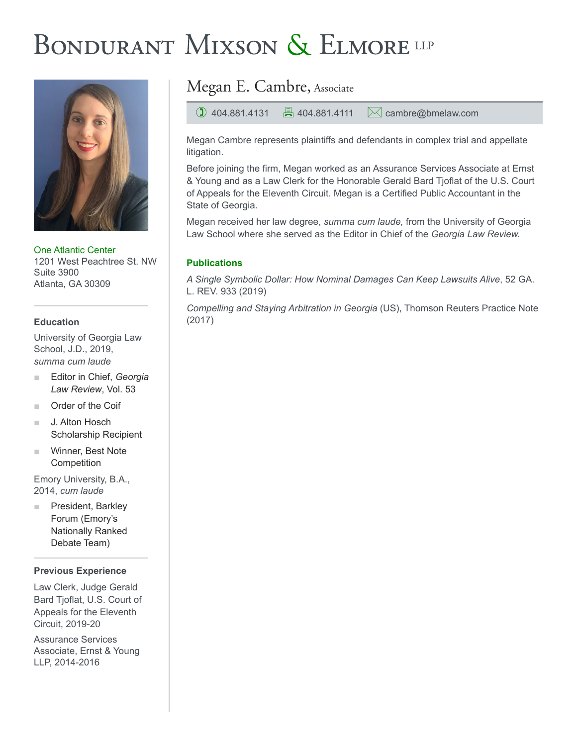# Bondurant Mixson & Elmore LLP

## Megan E. Cambre, Associate

404.881.4131 | 404.881.4111 | cambre@bmelaw.com

Megan Cambre represents plaintiffs and defendants in complex trial and appellate litigation.

Before joining the firm, Megan worked as an Assurance Services Associate at Ernst & Young and as a Law Clerk for the Honorable Gerald Bard Tjoflat of the U.S. Court of Appeals for the Eleventh Circuit. Megan is a Certified Public Accountant in the State of Georgia.

Megan received her law degree, *summa cum laude,* from the University of Georgia Law School where she served as the Editor in Chief of the *Georgia Law Review.*

### Publications

*A Single Symbolic Dollar: How Nominal Damages Can Keep Lawsuits Alive*, 52 GA. L. REV. 933 (2019)

*Compelling and Staying Arbitration in Georgia* (US), Thomson Reuters Practice Note (2017)

One Atlantic Center
1201 West Peachtree St. NW
Suite 3900
Atlanta, GA 30309

### Education

University of Georgia Law School, J.D., 2019, *summa cum laude*

- Editor in Chief, *Georgia Law Review*, Vol. 53
- Order of the Coif
- J. Alton Hosch Scholarship Recipient
- Winner, Best Note Competition

Emory University, B.A., 2014, *cum laude*

- President, Barkley Forum (Emory's Nationally Ranked Debate Team)

### Previous Experience

Law Clerk, Judge Gerald Bard Tjoflat, U.S. Court of Appeals for the Eleventh Circuit, 2019-20

Assurance Services Associate, Ernst & Young LLP, 2014-2016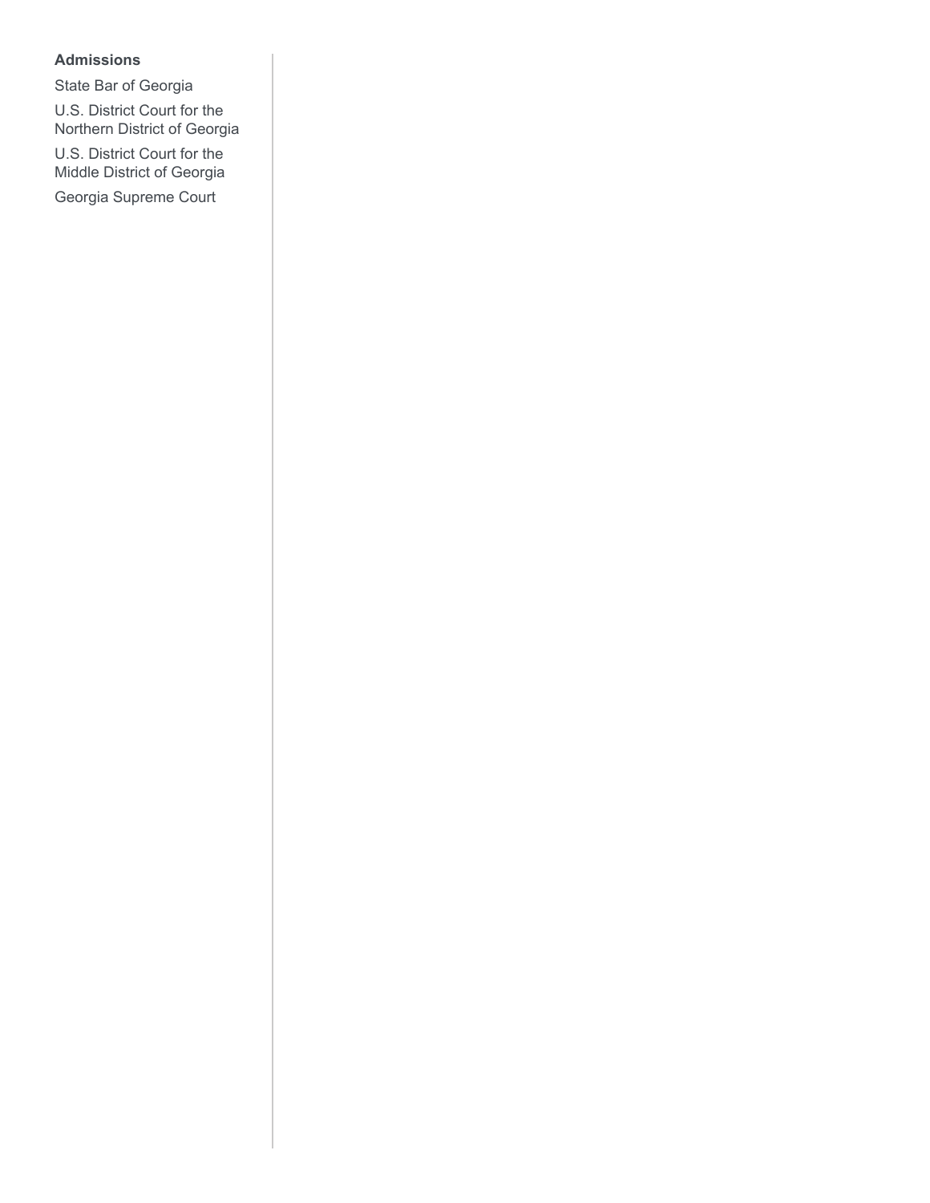**Admissions**

State Bar of Georgia

U.S. District Court for the Northern District of Georgia

U.S. District Court for the Middle District of Georgia

Georgia Supreme Court